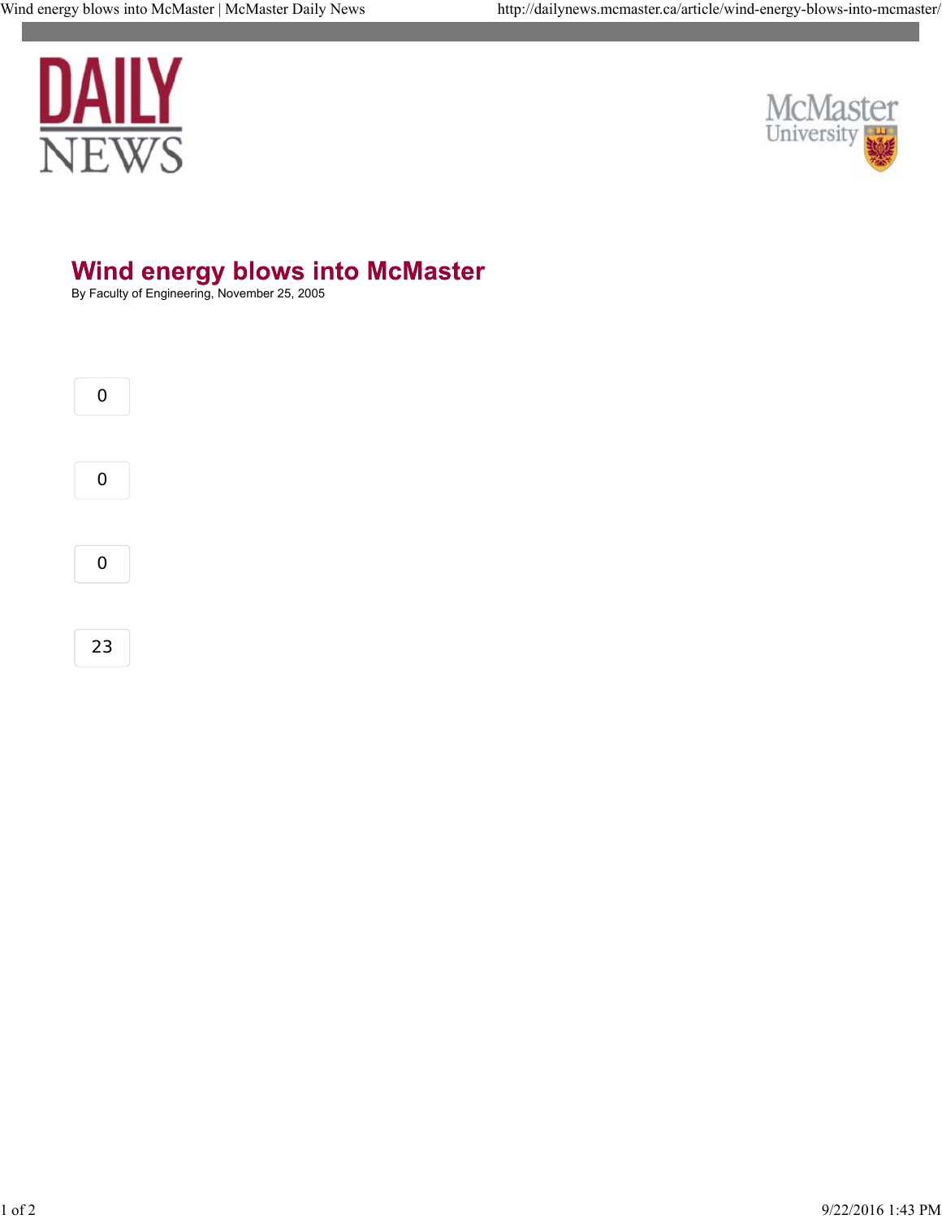DAILY NEWS

McMaster University

# Wind energy blows into McMaster

By Faculty of Engineering, November 25, 2005

0

0

0

23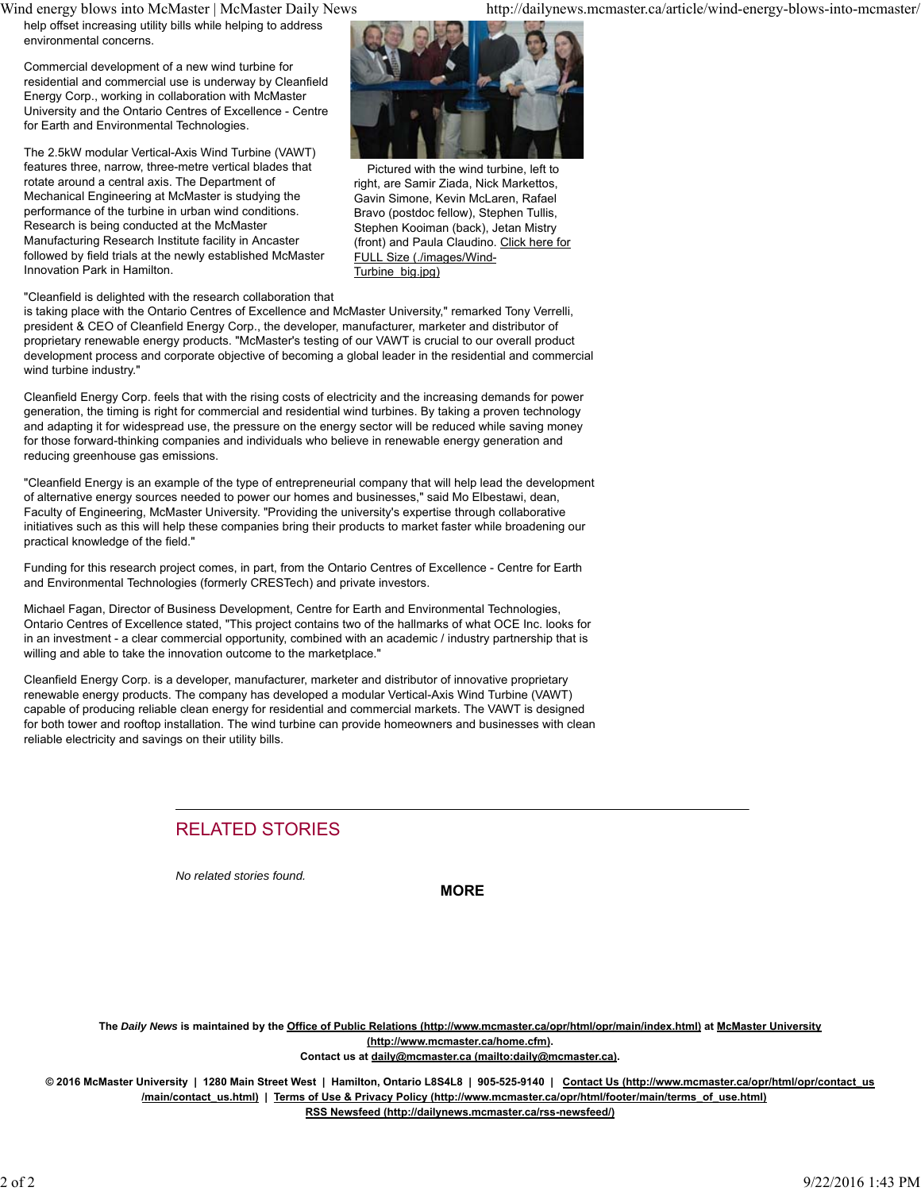help offset increasing utility bills while helping to address environmental concerns.

Commercial development of a new wind turbine for residential and commercial use is underway by Cleanfield Energy Corp., working in collaboration with McMaster University and the Ontario Centres of Excellence - Centre for Earth and Environmental Technologies.

The 2.5kW modular Vertical-Axis Wind Turbine (VAWT) features three, narrow, three-metre vertical blades that rotate around a central axis. The Department of Mechanical Engineering at McMaster is studying the performance of the turbine in urban wind conditions. Research is being conducted at the McMaster Manufacturing Research Institute facility in Ancaster followed by field trials at the newly established McMaster Innovation Park in Hamilton.

Pictured with the wind turbine, left to right, are Samir Ziada, Nick Markettos, Gavin Simone, Kevin McLaren, Rafael Bravo (postdoc fellow), Stephen Tullis, Stephen Kooiman (back), Jetan Mistry (front) and Paula Claudino. Click here for FULL Size (./images/Wind-Turbine_big.jpg)

"Cleanfield is delighted with the research collaboration that is taking place with the Ontario Centres of Excellence and McMaster University," remarked Tony Verrelli, president & CEO of Cleanfield Energy Corp., the developer, manufacturer, marketer and distributor of proprietary renewable energy products. "McMaster's testing of our VAWT is crucial to our overall product development process and corporate objective of becoming a global leader in the residential and commercial wind turbine industry."

Cleanfield Energy Corp. feels that with the rising costs of electricity and the increasing demands for power generation, the timing is right for commercial and residential wind turbines. By taking a proven technology and adapting it for widespread use, the pressure on the energy sector will be reduced while saving money for those forward-thinking companies and individuals who believe in renewable energy generation and reducing greenhouse gas emissions.

"Cleanfield Energy is an example of the type of entrepreneurial company that will help lead the development of alternative energy sources needed to power our homes and businesses," said Mo Elbestawi, dean, Faculty of Engineering, McMaster University. "Providing the university's expertise through collaborative initiatives such as this will help these companies bring their products to market faster while broadening our practical knowledge of the field."

Funding for this research project comes, in part, from the Ontario Centres of Excellence - Centre for Earth and Environmental Technologies (formerly CRESTech) and private investors.

Michael Fagan, Director of Business Development, Centre for Earth and Environmental Technologies, Ontario Centres of Excellence stated, "This project contains two of the hallmarks of what OCE Inc. looks for in an investment - a clear commercial opportunity, combined with an academic / industry partnership that is willing and able to take the innovation outcome to the marketplace."

Cleanfield Energy Corp. is a developer, manufacturer, marketer and distributor of innovative proprietary renewable energy products. The company has developed a modular Vertical-Axis Wind Turbine (VAWT) capable of producing reliable clean energy for residential and commercial markets. The VAWT is designed for both tower and rooftop installation. The wind turbine can provide homeowners and businesses with clean reliable electricity and savings on their utility bills.

## RELATED STORIES

*No related stories found.*

**MORE**

**The *Daily News* is maintained by the Office of Public Relations (http://www.mcmaster.ca/opr/html/opr/main/index.html) at McMaster University (http://www.mcmaster.ca/home.cfm).**
**Contact us at daily@mcmaster.ca (mailto:daily@mcmaster.ca).**

**© 2016 McMaster University | 1280 Main Street West | Hamilton, Ontario L8S4L8 | 905-525-9140 | Contact Us (http://www.mcmaster.ca/opr/html/opr/contact_us/main/contact_us.html) | Terms of Use & Privacy Policy (http://www.mcmaster.ca/opr/html/footer/main/terms_of_use.html)**
**RSS Newsfeed (http://dailynews.mcmaster.ca/rss-newsfeed/)**